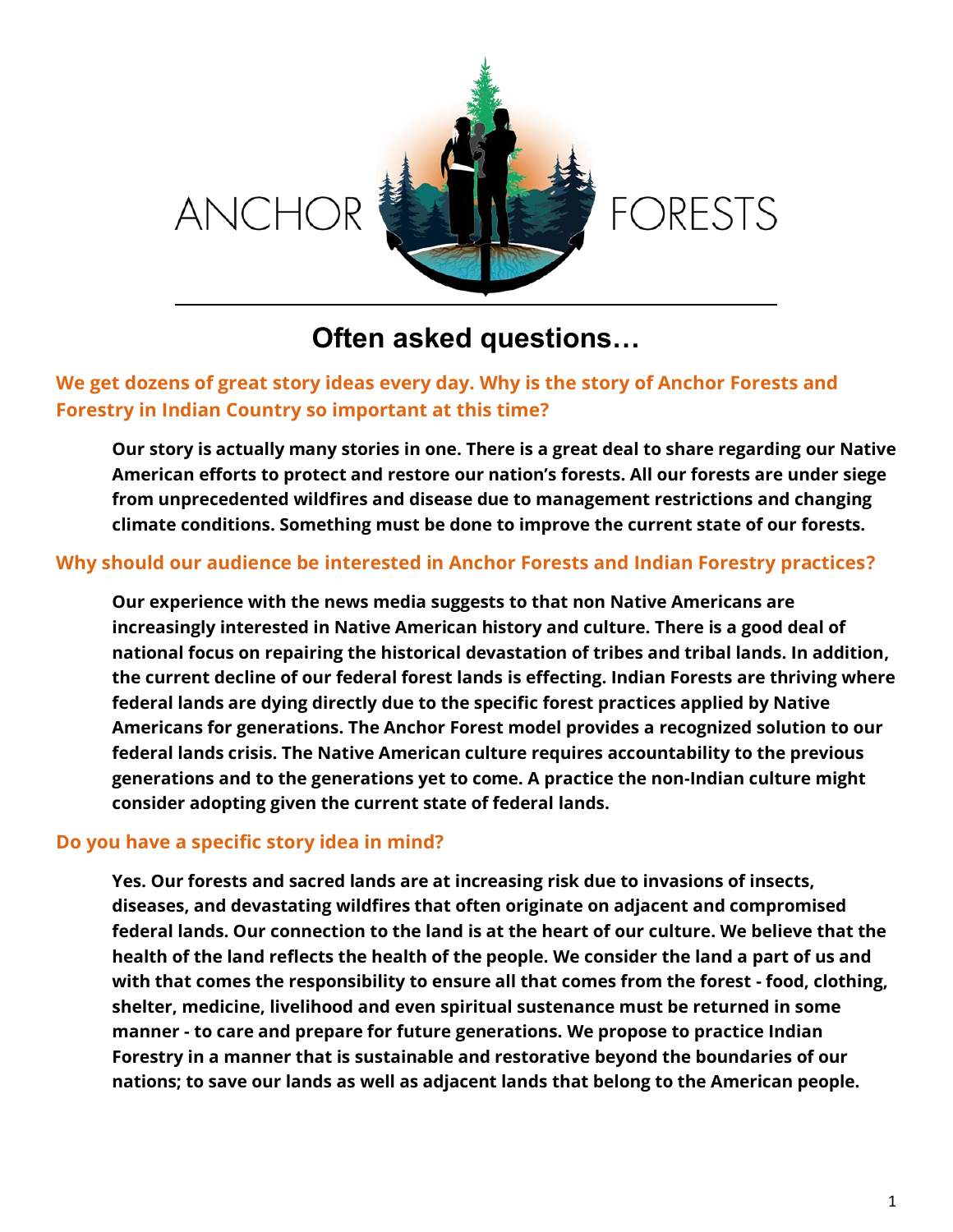ANCHOR FORESTS

# Often asked questions…

## We get dozens of great story ideas every day. Why is the story of Anchor Forests and Forestry in Indian Country so important at this time?

**Our story is actually many stories in one. There is a great deal to share regarding our Native American efforts to protect and restore our nation's forests. All our forests are under siege from unprecedented wildfires and disease due to management restrictions and changing climate conditions. Something must be done to improve the current state of our forests.**

## Why should our audience be interested in Anchor Forests and Indian Forestry practices?

**Our experience with the news media suggests to that non Native Americans are increasingly interested in Native American history and culture. There is a good deal of national focus on repairing the historical devastation of tribes and tribal lands. In addition, the current decline of our federal forest lands is effecting. Indian Forests are thriving where federal lands are dying directly due to the specific forest practices applied by Native Americans for generations. The Anchor Forest model provides a recognized solution to our federal lands crisis. The Native American culture requires accountability to the previous generations and to the generations yet to come. A practice the non-Indian culture might consider adopting given the current state of federal lands.**

## Do you have a specific story idea in mind?

**Yes. Our forests and sacred lands are at increasing risk due to invasions of insects, diseases, and devastating wildfires that often originate on adjacent and compromised federal lands. Our connection to the land is at the heart of our culture. We believe that the health of the land reflects the health of the people. We consider the land a part of us and with that comes the responsibility to ensure all that comes from the forest - food, clothing, shelter, medicine, livelihood and even spiritual sustenance must be returned in some manner - to care and prepare for future generations. We propose to practice Indian Forestry in a manner that is sustainable and restorative beyond the boundaries of our nations; to save our lands as well as adjacent lands that belong to the American people.**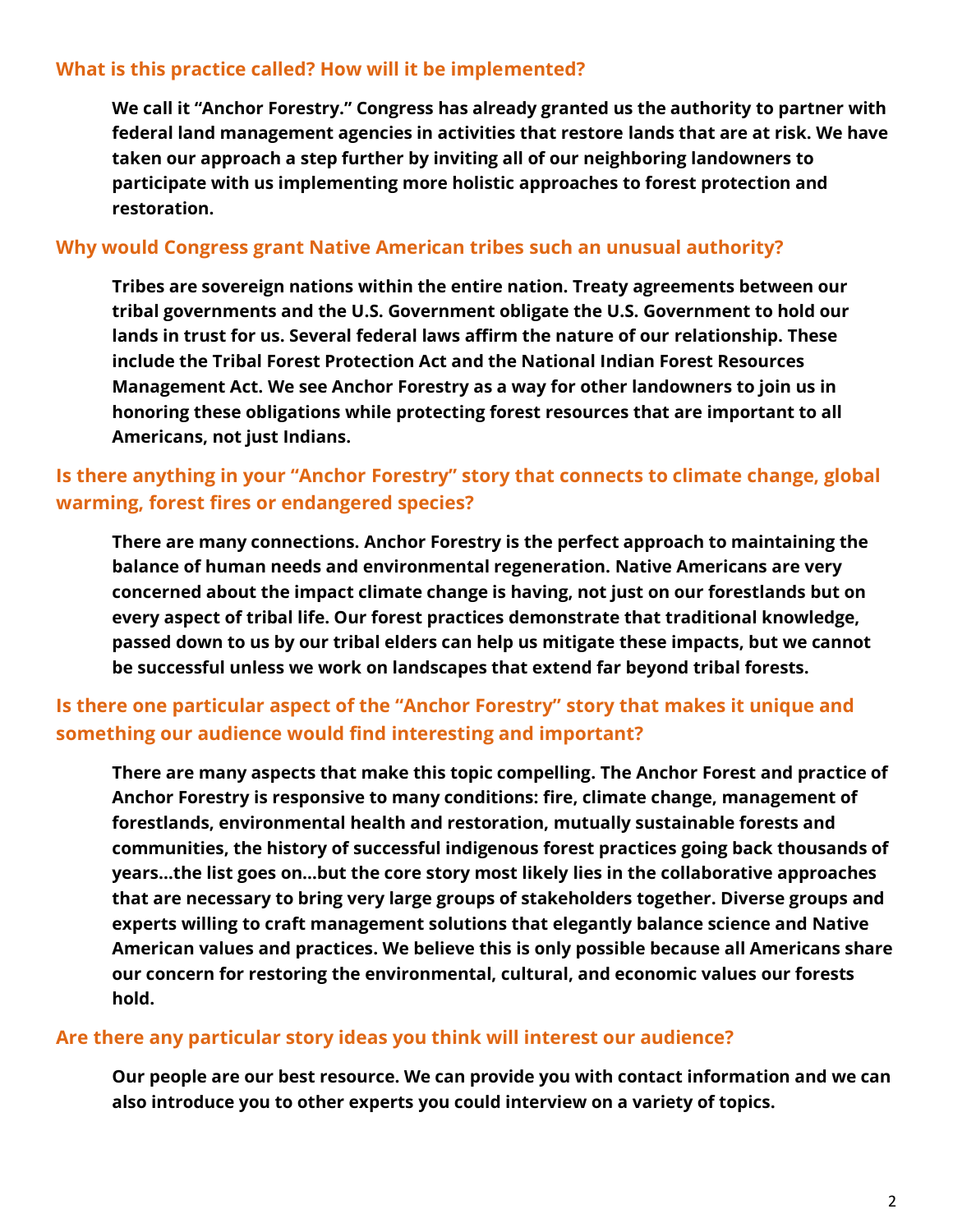### What is this practice called? How will it be implemented?

**We call it "Anchor Forestry." Congress has already granted us the authority to partner with federal land management agencies in activities that restore lands that are at risk. We have taken our approach a step further by inviting all of our neighboring landowners to participate with us implementing more holistic approaches to forest protection and restoration.**

### Why would Congress grant Native American tribes such an unusual authority?

**Tribes are sovereign nations within the entire nation. Treaty agreements between our tribal governments and the U.S. Government obligate the U.S. Government to hold our lands in trust for us. Several federal laws affirm the nature of our relationship. These include the Tribal Forest Protection Act and the National Indian Forest Resources Management Act. We see Anchor Forestry as a way for other landowners to join us in honoring these obligations while protecting forest resources that are important to all Americans, not just Indians.**

### Is there anything in your "Anchor Forestry" story that connects to climate change, global warming, forest fires or endangered species?

**There are many connections. Anchor Forestry is the perfect approach to maintaining the balance of human needs and environmental regeneration. Native Americans are very concerned about the impact climate change is having, not just on our forestlands but on every aspect of tribal life. Our forest practices demonstrate that traditional knowledge, passed down to us by our tribal elders can help us mitigate these impacts, but we cannot be successful unless we work on landscapes that extend far beyond tribal forests.**

### Is there one particular aspect of the "Anchor Forestry" story that makes it unique and something our audience would find interesting and important?

**There are many aspects that make this topic compelling. The Anchor Forest and practice of Anchor Forestry is responsive to many conditions: fire, climate change, management of forestlands, environmental health and restoration, mutually sustainable forests and communities, the history of successful indigenous forest practices going back thousands of years…the list goes on…but the core story most likely lies in the collaborative approaches that are necessary to bring very large groups of stakeholders together. Diverse groups and experts willing to craft management solutions that elegantly balance science and Native American values and practices. We believe this is only possible because all Americans share our concern for restoring the environmental, cultural, and economic values our forests hold.**

### Are there any particular story ideas you think will interest our audience?

**Our people are our best resource. We can provide you with contact information and we can also introduce you to other experts you could interview on a variety of topics.**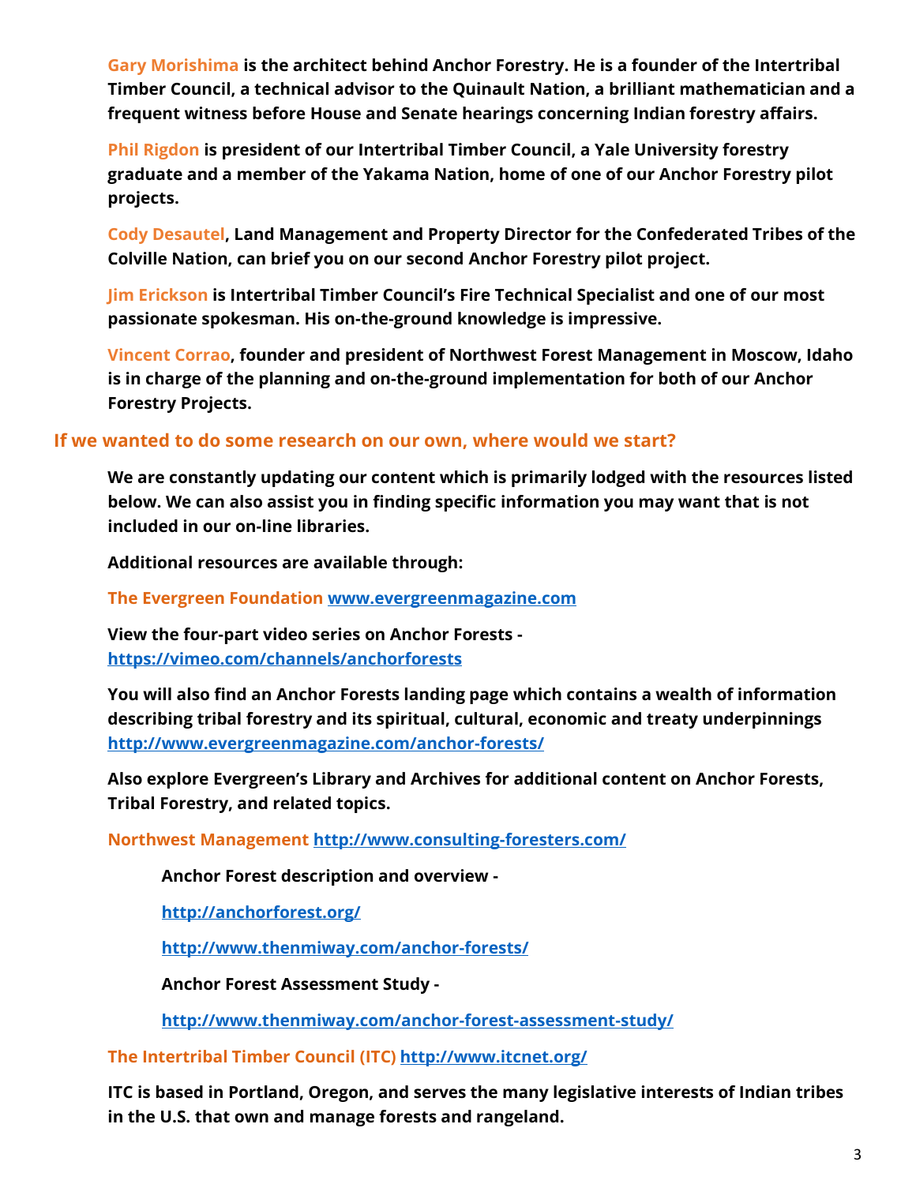**Gary Morishima is the architect behind Anchor Forestry. He is a founder of the Intertribal Timber Council, a technical advisor to the Quinault Nation, a brilliant mathematician and a frequent witness before House and Senate hearings concerning Indian forestry affairs.**

**Phil Rigdon is president of our Intertribal Timber Council, a Yale University forestry graduate and a member of the Yakama Nation, home of one of our Anchor Forestry pilot projects.**

**Cody Desautel, Land Management and Property Director for the Confederated Tribes of the Colville Nation, can brief you on our second Anchor Forestry pilot project.**

**Jim Erickson is Intertribal Timber Council's Fire Technical Specialist and one of our most passionate spokesman. His on-the-ground knowledge is impressive.**

**Vincent Corrao, founder and president of Northwest Forest Management in Moscow, Idaho is in charge of the planning and on-the-ground implementation for both of our Anchor Forestry Projects.**

## If we wanted to do some research on our own, where would we start?

**We are constantly updating our content which is primarily lodged with the resources listed below. We can also assist you in finding specific information you may want that is not included in our on-line libraries.**

**Additional resources are available through:**

**The Evergreen Foundation [www.evergreenmagazine.com](www.evergreenmagazine.com)**

**View the four-part video series on Anchor Forests - [https://vimeo.com/channels/anchorforests](https://vimeo.com/channels/anchorforests)**

**You will also find an Anchor Forests landing page which contains a wealth of information describing tribal forestry and its spiritual, cultural, economic and treaty underpinnings [http://www.evergreenmagazine.com/anchor-forests/](http://www.evergreenmagazine.com/anchor-forests/)**

**Also explore Evergreen's Library and Archives for additional content on Anchor Forests, Tribal Forestry, and related topics.**

**Northwest Management [http://www.consulting-foresters.com/](http://www.consulting-foresters.com/)**

**Anchor Forest description and overview -**

**[http://anchorforest.org/](http://anchorforest.org/)**

**[http://www.thenmiway.com/anchor-forests/](http://www.thenmiway.com/anchor-forests/)**

**Anchor Forest Assessment Study -**

**[http://www.thenmiway.com/anchor-forest-assessment-study/](http://www.thenmiway.com/anchor-forest-assessment-study/)**

**The Intertribal Timber Council (ITC) [http://www.itcnet.org/](http://www.itcnet.org/)**

**ITC is based in Portland, Oregon, and serves the many legislative interests of Indian tribes in the U.S. that own and manage forests and rangeland.**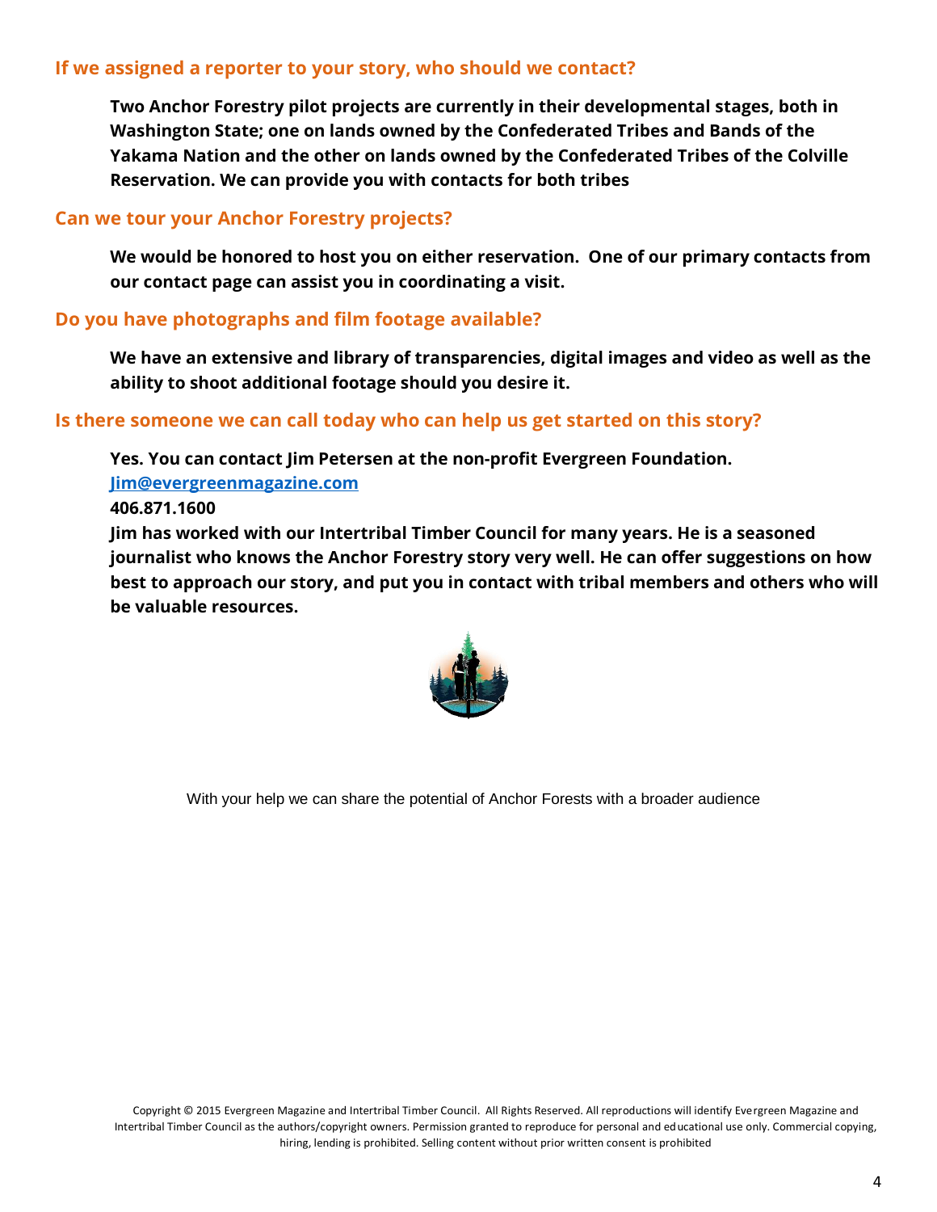### If we assigned a reporter to your story, who should we contact?

**Two Anchor Forestry pilot projects are currently in their developmental stages, both in Washington State; one on lands owned by the Confederated Tribes and Bands of the Yakama Nation and the other on lands owned by the Confederated Tribes of the Colville Reservation. We can provide you with contacts for both tribes**

### Can we tour your Anchor Forestry projects?

**We would be honored to host you on either reservation. One of our primary contacts from our contact page can assist you in coordinating a visit.**

### Do you have photographs and film footage available?

**We have an extensive and library of transparencies, digital images and video as well as the ability to shoot additional footage should you desire it.**

### Is there someone we can call today who can help us get started on this story?

**Yes. You can contact Jim Petersen at the non-profit Evergreen Foundation.**
**Jim@evergreenmagazine.com**
**406.871.1600**
**Jim has worked with our Intertribal Timber Council for many years. He is a seasoned journalist who knows the Anchor Forestry story very well. He can offer suggestions on how best to approach our story, and put you in contact with tribal members and others who will be valuable resources.**

With your help we can share the potential of Anchor Forests with a broader audience

Copyright © 2015 Evergreen Magazine and Intertribal Timber Council. All Rights Reserved. All reproductions will identify Evergreen Magazine and Intertribal Timber Council as the authors/copyright owners. Permission granted to reproduce for personal and educational use only. Commercial copying, hiring, lending is prohibited. Selling content without prior written consent is prohibited